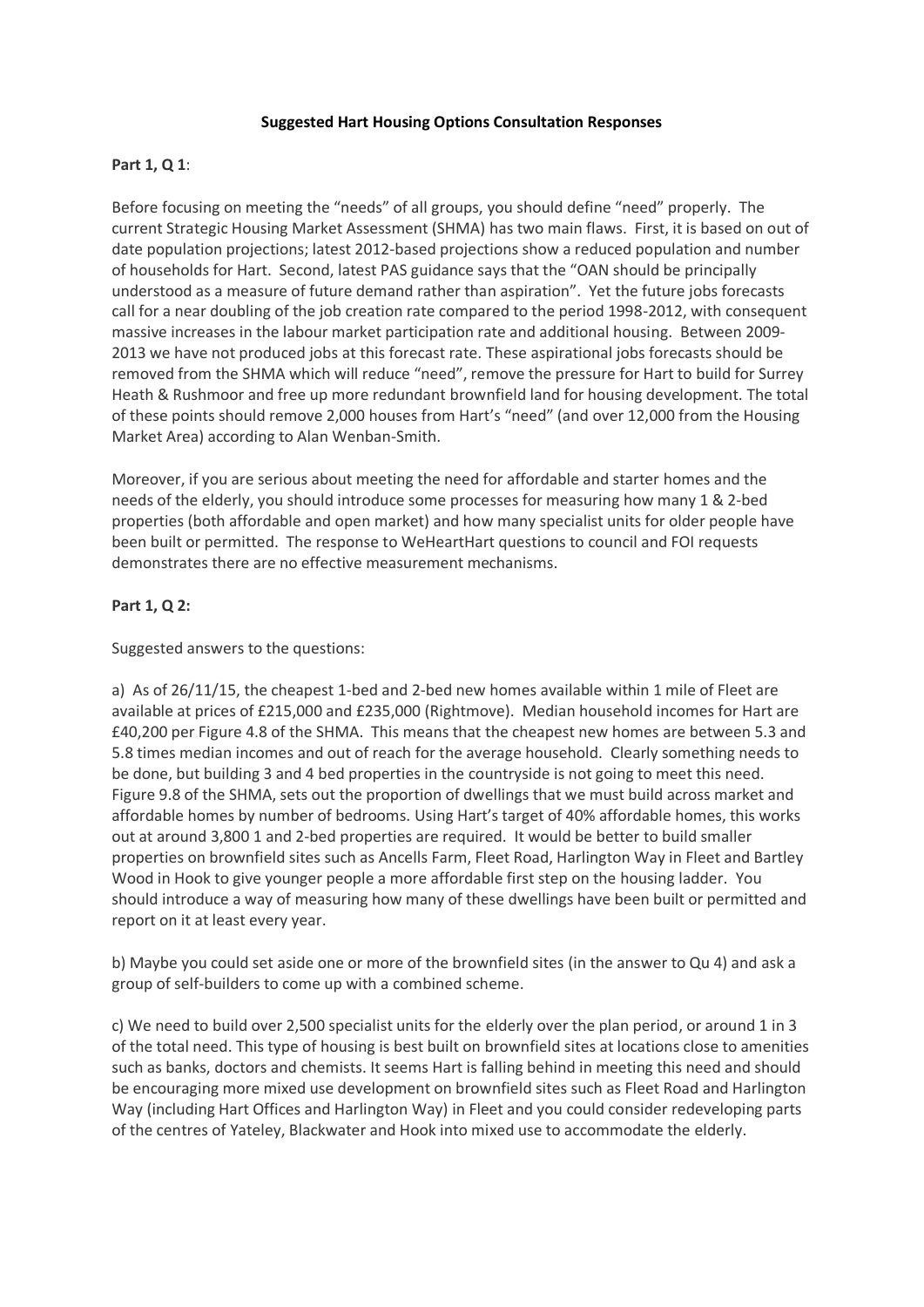**Suggested Hart Housing Options Consultation Responses**

**Part 1, Q 1**:

Before focusing on meeting the "needs" of all groups, you should define "need" properly. The current Strategic Housing Market Assessment (SHMA) has two main flaws. First, it is based on out of date population projections; latest 2012-based projections show a reduced population and number of households for Hart. Second, latest PAS guidance says that the "OAN should be principally understood as a measure of future demand rather than aspiration". Yet the future jobs forecasts call for a near doubling of the job creation rate compared to the period 1998-2012, with consequent massive increases in the labour market participation rate and additional housing. Between 2009-2013 we have not produced jobs at this forecast rate. These aspirational jobs forecasts should be removed from the SHMA which will reduce "need", remove the pressure for Hart to build for Surrey Heath & Rushmoor and free up more redundant brownfield land for housing development. The total of these points should remove 2,000 houses from Hart's "need" (and over 12,000 from the Housing Market Area) according to Alan Wenban-Smith.

Moreover, if you are serious about meeting the need for affordable and starter homes and the needs of the elderly, you should introduce some processes for measuring how many 1 & 2-bed properties (both affordable and open market) and how many specialist units for older people have been built or permitted. The response to WeHeartHart questions to council and FOI requests demonstrates there are no effective measurement mechanisms.

**Part 1, Q 2:**

Suggested answers to the questions:

a) As of 26/11/15, the cheapest 1-bed and 2-bed new homes available within 1 mile of Fleet are available at prices of £215,000 and £235,000 (Rightmove). Median household incomes for Hart are £40,200 per Figure 4.8 of the SHMA. This means that the cheapest new homes are between 5.3 and 5.8 times median incomes and out of reach for the average household. Clearly something needs to be done, but building 3 and 4 bed properties in the countryside is not going to meet this need. Figure 9.8 of the SHMA, sets out the proportion of dwellings that we must build across market and affordable homes by number of bedrooms. Using Hart's target of 40% affordable homes, this works out at around 3,800 1 and 2-bed properties are required. It would be better to build smaller properties on brownfield sites such as Ancells Farm, Fleet Road, Harlington Way in Fleet and Bartley Wood in Hook to give younger people a more affordable first step on the housing ladder. You should introduce a way of measuring how many of these dwellings have been built or permitted and report on it at least every year.

b) Maybe you could set aside one or more of the brownfield sites (in the answer to Qu 4) and ask a group of self-builders to come up with a combined scheme.

c) We need to build over 2,500 specialist units for the elderly over the plan period, or around 1 in 3 of the total need. This type of housing is best built on brownfield sites at locations close to amenities such as banks, doctors and chemists. It seems Hart is falling behind in meeting this need and should be encouraging more mixed use development on brownfield sites such as Fleet Road and Harlington Way (including Hart Offices and Harlington Way) in Fleet and you could consider redeveloping parts of the centres of Yateley, Blackwater and Hook into mixed use to accommodate the elderly.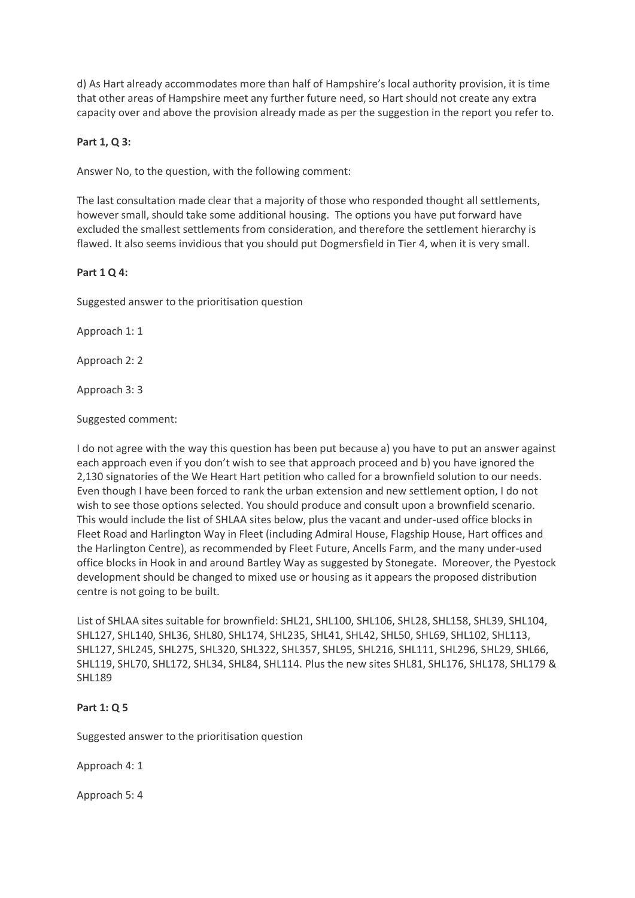d) As Hart already accommodates more than half of Hampshire's local authority provision, it is time that other areas of Hampshire meet any further future need, so Hart should not create any extra capacity over and above the provision already made as per the suggestion in the report you refer to.

**Part 1, Q 3:**

Answer No, to the question, with the following comment:

The last consultation made clear that a majority of those who responded thought all settlements, however small, should take some additional housing. The options you have put forward have excluded the smallest settlements from consideration, and therefore the settlement hierarchy is flawed. It also seems invidious that you should put Dogmersfield in Tier 4, when it is very small.

**Part 1 Q 4:**

Suggested answer to the prioritisation question

Approach 1: 1

Approach 2: 2

Approach 3: 3

Suggested comment:

I do not agree with the way this question has been put because a) you have to put an answer against each approach even if you don't wish to see that approach proceed and b) you have ignored the 2,130 signatories of the We Heart Hart petition who called for a brownfield solution to our needs. Even though I have been forced to rank the urban extension and new settlement option, I do not wish to see those options selected. You should produce and consult upon a brownfield scenario. This would include the list of SHLAA sites below, plus the vacant and under-used office blocks in Fleet Road and Harlington Way in Fleet (including Admiral House, Flagship House, Hart offices and the Harlington Centre), as recommended by Fleet Future, Ancells Farm, and the many under-used office blocks in Hook in and around Bartley Way as suggested by Stonegate. Moreover, the Pyestock development should be changed to mixed use or housing as it appears the proposed distribution centre is not going to be built.

List of SHLAA sites suitable for brownfield: SHL21, SHL100, SHL106, SHL28, SHL158, SHL39, SHL104, SHL127, SHL140, SHL36, SHL80, SHL174, SHL235, SHL41, SHL42, SHL50, SHL69, SHL102, SHL113, SHL127, SHL245, SHL275, SHL320, SHL322, SHL357, SHL95, SHL216, SHL111, SHL296, SHL29, SHL66, SHL119, SHL70, SHL172, SHL34, SHL84, SHL114. Plus the new sites SHL81, SHL176, SHL178, SHL179 & SHL189

**Part 1: Q 5**

Suggested answer to the prioritisation question

Approach 4: 1

Approach 5: 4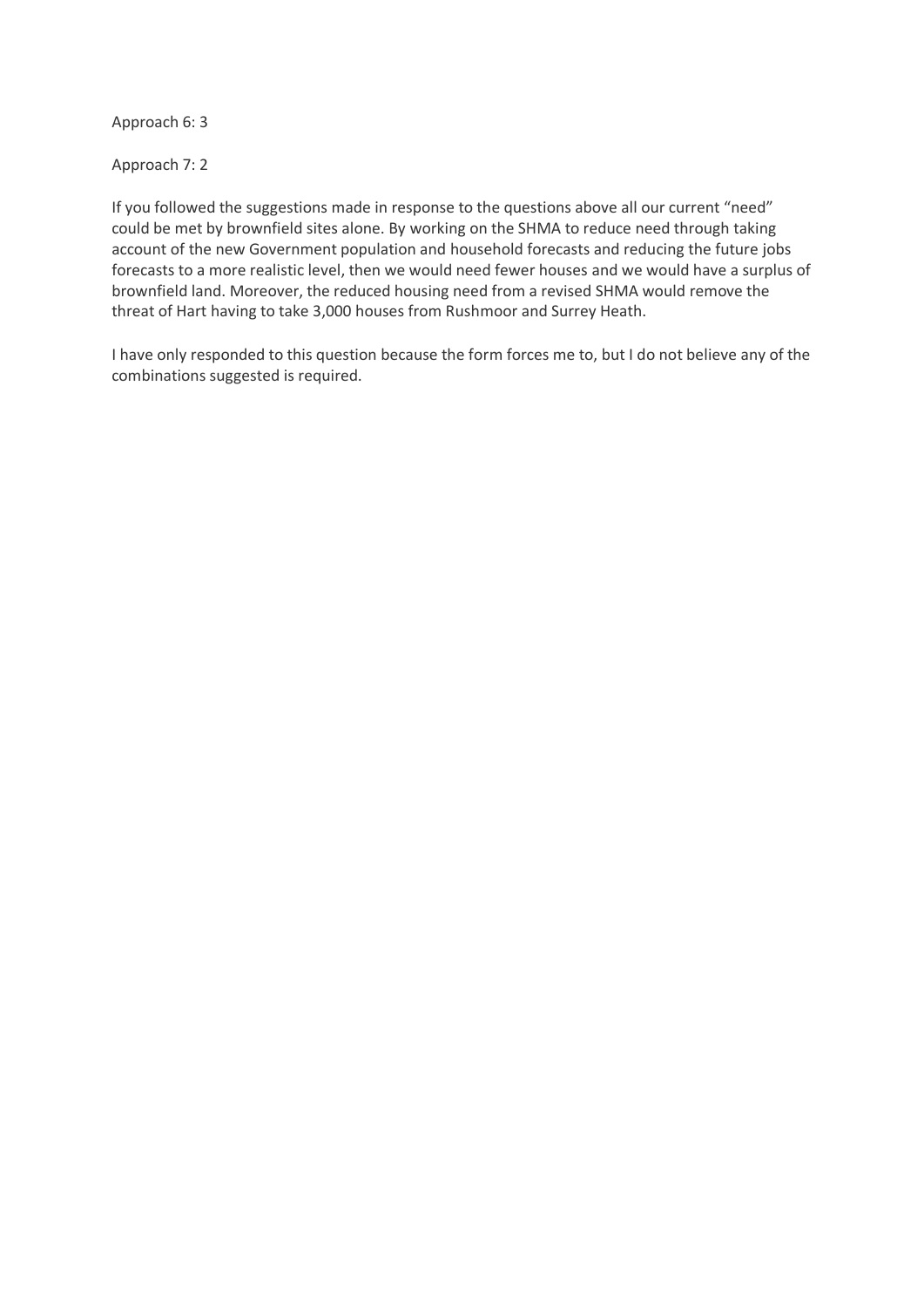Approach 6: 3

Approach 7: 2

If you followed the suggestions made in response to the questions above all our current "need" could be met by brownfield sites alone. By working on the SHMA to reduce need through taking account of the new Government population and household forecasts and reducing the future jobs forecasts to a more realistic level, then we would need fewer houses and we would have a surplus of brownfield land. Moreover, the reduced housing need from a revised SHMA would remove the threat of Hart having to take 3,000 houses from Rushmoor and Surrey Heath.

I have only responded to this question because the form forces me to, but I do not believe any of the combinations suggested is required.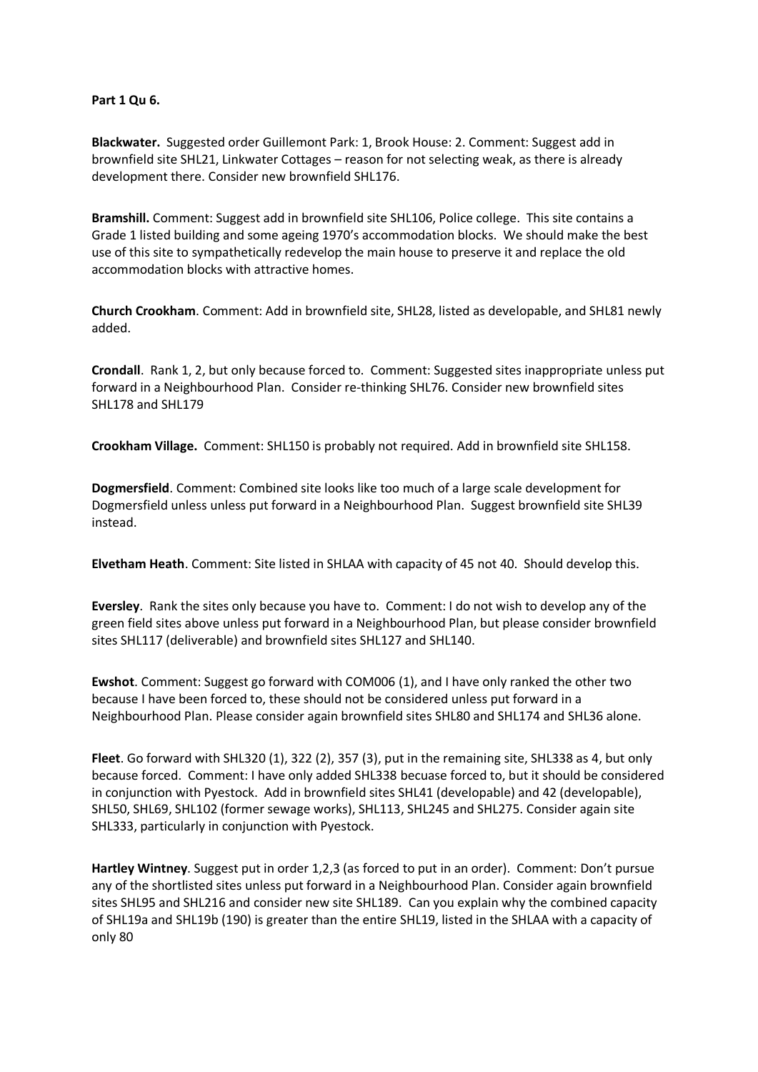**Part 1 Qu 6.**

**Blackwater.** Suggested order Guillemont Park: 1, Brook House: 2. Comment: Suggest add in brownfield site SHL21, Linkwater Cottages – reason for not selecting weak, as there is already development there. Consider new brownfield SHL176.

**Bramshill.** Comment: Suggest add in brownfield site SHL106, Police college. This site contains a Grade 1 listed building and some ageing 1970's accommodation blocks. We should make the best use of this site to sympathetically redevelop the main house to preserve it and replace the old accommodation blocks with attractive homes.

**Church Crookham**. Comment: Add in brownfield site, SHL28, listed as developable, and SHL81 newly added.

**Crondall**. Rank 1, 2, but only because forced to. Comment: Suggested sites inappropriate unless put forward in a Neighbourhood Plan. Consider re-thinking SHL76. Consider new brownfield sites SHL178 and SHL179

**Crookham Village.** Comment: SHL150 is probably not required. Add in brownfield site SHL158.

**Dogmersfield**. Comment: Combined site looks like too much of a large scale development for Dogmersfield unless unless put forward in a Neighbourhood Plan. Suggest brownfield site SHL39 instead.

**Elvetham Heath**. Comment: Site listed in SHLAA with capacity of 45 not 40. Should develop this.

**Eversley**. Rank the sites only because you have to. Comment: I do not wish to develop any of the green field sites above unless put forward in a Neighbourhood Plan, but please consider brownfield sites SHL117 (deliverable) and brownfield sites SHL127 and SHL140.

**Ewshot**. Comment: Suggest go forward with COM006 (1), and I have only ranked the other two because I have been forced to, these should not be considered unless put forward in a Neighbourhood Plan. Please consider again brownfield sites SHL80 and SHL174 and SHL36 alone.

**Fleet**. Go forward with SHL320 (1), 322 (2), 357 (3), put in the remaining site, SHL338 as 4, but only because forced. Comment: I have only added SHL338 becuase forced to, but it should be considered in conjunction with Pyestock. Add in brownfield sites SHL41 (developable) and 42 (developable), SHL50, SHL69, SHL102 (former sewage works), SHL113, SHL245 and SHL275. Consider again site SHL333, particularly in conjunction with Pyestock.

**Hartley Wintney**. Suggest put in order 1,2,3 (as forced to put in an order). Comment: Don't pursue any of the shortlisted sites unless put forward in a Neighbourhood Plan. Consider again brownfield sites SHL95 and SHL216 and consider new site SHL189. Can you explain why the combined capacity of SHL19a and SHL19b (190) is greater than the entire SHL19, listed in the SHLAA with a capacity of only 80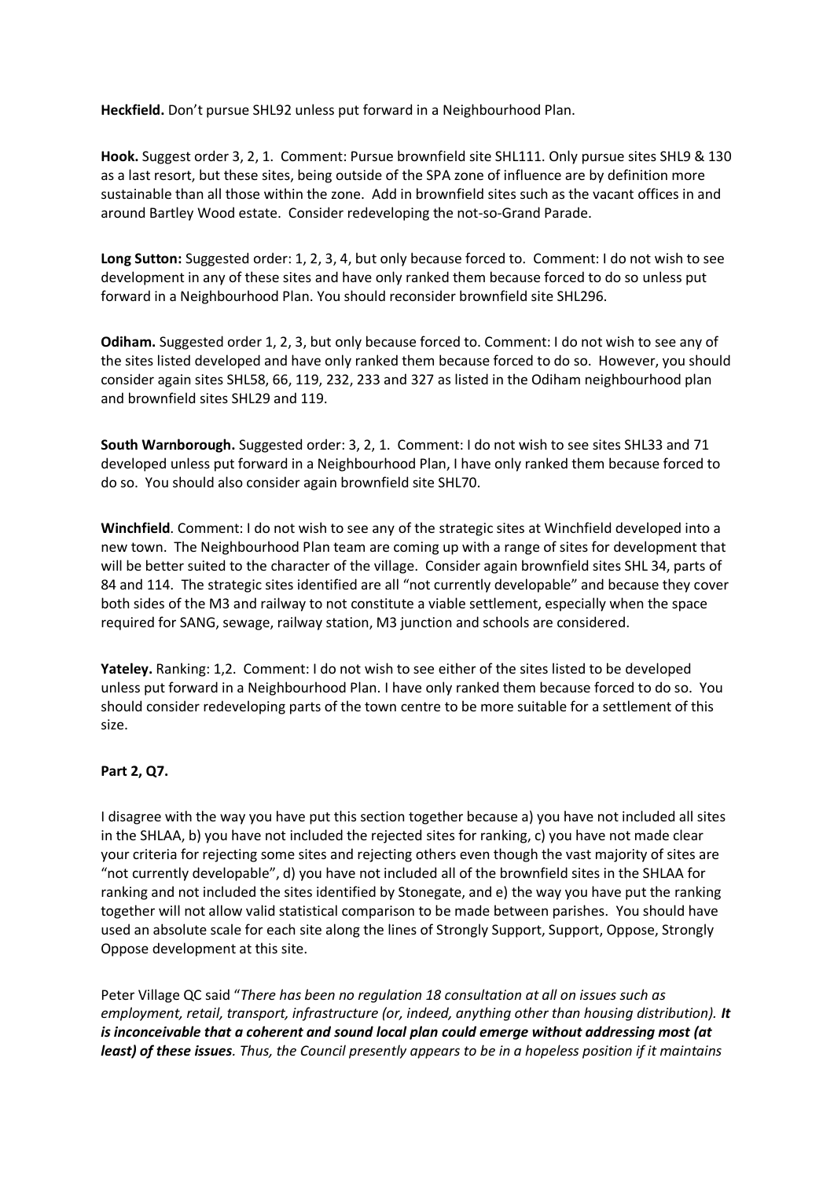**Heckfield.** Don't pursue SHL92 unless put forward in a Neighbourhood Plan.

**Hook.** Suggest order 3, 2, 1. Comment: Pursue brownfield site SHL111. Only pursue sites SHL9 & 130 as a last resort, but these sites, being outside of the SPA zone of influence are by definition more sustainable than all those within the zone. Add in brownfield sites such as the vacant offices in and around Bartley Wood estate. Consider redeveloping the not-so-Grand Parade.

**Long Sutton:** Suggested order: 1, 2, 3, 4, but only because forced to. Comment: I do not wish to see development in any of these sites and have only ranked them because forced to do so unless put forward in a Neighbourhood Plan. You should reconsider brownfield site SHL296.

**Odiham.** Suggested order 1, 2, 3, but only because forced to. Comment: I do not wish to see any of the sites listed developed and have only ranked them because forced to do so. However, you should consider again sites SHL58, 66, 119, 232, 233 and 327 as listed in the Odiham neighbourhood plan and brownfield sites SHL29 and 119.

**South Warnborough.** Suggested order: 3, 2, 1. Comment: I do not wish to see sites SHL33 and 71 developed unless put forward in a Neighbourhood Plan, I have only ranked them because forced to do so. You should also consider again brownfield site SHL70.

**Winchfield**. Comment: I do not wish to see any of the strategic sites at Winchfield developed into a new town. The Neighbourhood Plan team are coming up with a range of sites for development that will be better suited to the character of the village. Consider again brownfield sites SHL 34, parts of 84 and 114. The strategic sites identified are all "not currently developable" and because they cover both sides of the M3 and railway to not constitute a viable settlement, especially when the space required for SANG, sewage, railway station, M3 junction and schools are considered.

**Yateley.** Ranking: 1,2. Comment: I do not wish to see either of the sites listed to be developed unless put forward in a Neighbourhood Plan. I have only ranked them because forced to do so. You should consider redeveloping parts of the town centre to be more suitable for a settlement of this size.

**Part 2, Q7.**

I disagree with the way you have put this section together because a) you have not included all sites in the SHLAA, b) you have not included the rejected sites for ranking, c) you have not made clear your criteria for rejecting some sites and rejecting others even though the vast majority of sites are "not currently developable", d) you have not included all of the brownfield sites in the SHLAA for ranking and not included the sites identified by Stonegate, and e) the way you have put the ranking together will not allow valid statistical comparison to be made between parishes. You should have used an absolute scale for each site along the lines of Strongly Support, Support, Oppose, Strongly Oppose development at this site.

Peter Village QC said "*There has been no regulation 18 consultation at all on issues such as employment, retail, transport, infrastructure (or, indeed, anything other than housing distribution).* ***It is inconceivable that a coherent and sound local plan could emerge without addressing most (at least) of these issues****. Thus, the Council presently appears to be in a hopeless position if it maintains*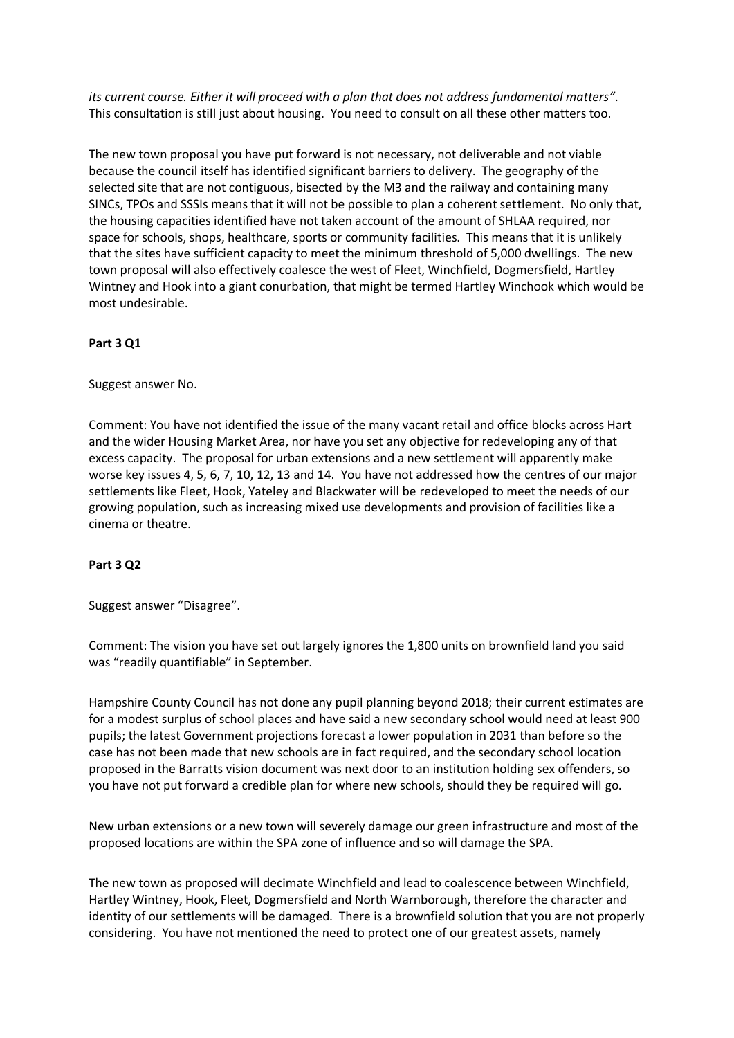*its current course. Either it will proceed with a plan that does not address fundamental matters"*. This consultation is still just about housing. You need to consult on all these other matters too.

The new town proposal you have put forward is not necessary, not deliverable and not viable because the council itself has identified significant barriers to delivery. The geography of the selected site that are not contiguous, bisected by the M3 and the railway and containing many SINCs, TPOs and SSSIs means that it will not be possible to plan a coherent settlement. No only that, the housing capacities identified have not taken account of the amount of SHLAA required, nor space for schools, shops, healthcare, sports or community facilities. This means that it is unlikely that the sites have sufficient capacity to meet the minimum threshold of 5,000 dwellings. The new town proposal will also effectively coalesce the west of Fleet, Winchfield, Dogmersfield, Hartley Wintney and Hook into a giant conurbation, that might be termed Hartley Winchook which would be most undesirable.

**Part 3 Q1**

Suggest answer No.

Comment: You have not identified the issue of the many vacant retail and office blocks across Hart and the wider Housing Market Area, nor have you set any objective for redeveloping any of that excess capacity. The proposal for urban extensions and a new settlement will apparently make worse key issues 4, 5, 6, 7, 10, 12, 13 and 14. You have not addressed how the centres of our major settlements like Fleet, Hook, Yateley and Blackwater will be redeveloped to meet the needs of our growing population, such as increasing mixed use developments and provision of facilities like a cinema or theatre.

**Part 3 Q2**

Suggest answer "Disagree".

Comment: The vision you have set out largely ignores the 1,800 units on brownfield land you said was "readily quantifiable" in September.

Hampshire County Council has not done any pupil planning beyond 2018; their current estimates are for a modest surplus of school places and have said a new secondary school would need at least 900 pupils; the latest Government projections forecast a lower population in 2031 than before so the case has not been made that new schools are in fact required, and the secondary school location proposed in the Barratts vision document was next door to an institution holding sex offenders, so you have not put forward a credible plan for where new schools, should they be required will go.

New urban extensions or a new town will severely damage our green infrastructure and most of the proposed locations are within the SPA zone of influence and so will damage the SPA.

The new town as proposed will decimate Winchfield and lead to coalescence between Winchfield, Hartley Wintney, Hook, Fleet, Dogmersfield and North Warnborough, therefore the character and identity of our settlements will be damaged. There is a brownfield solution that you are not properly considering. You have not mentioned the need to protect one of our greatest assets, namely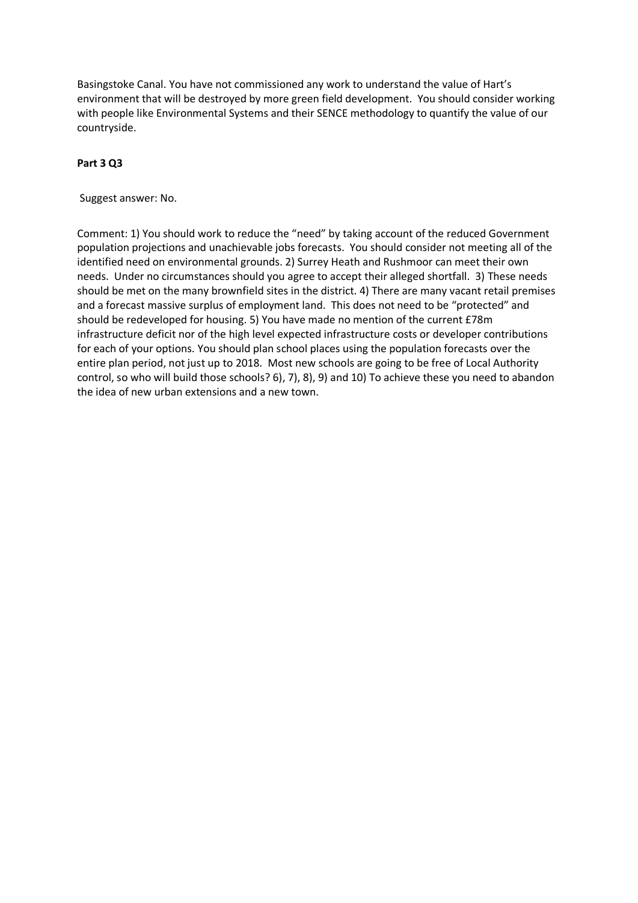Basingstoke Canal. You have not commissioned any work to understand the value of Hart's environment that will be destroyed by more green field development. You should consider working with people like Environmental Systems and their SENCE methodology to quantify the value of our countryside.

**Part 3 Q3**

Suggest answer: No.

Comment: 1) You should work to reduce the "need" by taking account of the reduced Government population projections and unachievable jobs forecasts. You should consider not meeting all of the identified need on environmental grounds. 2) Surrey Heath and Rushmoor can meet their own needs. Under no circumstances should you agree to accept their alleged shortfall. 3) These needs should be met on the many brownfield sites in the district. 4) There are many vacant retail premises and a forecast massive surplus of employment land. This does not need to be "protected" and should be redeveloped for housing. 5) You have made no mention of the current £78m infrastructure deficit nor of the high level expected infrastructure costs or developer contributions for each of your options. You should plan school places using the population forecasts over the entire plan period, not just up to 2018. Most new schools are going to be free of Local Authority control, so who will build those schools? 6), 7), 8), 9) and 10) To achieve these you need to abandon the idea of new urban extensions and a new town.